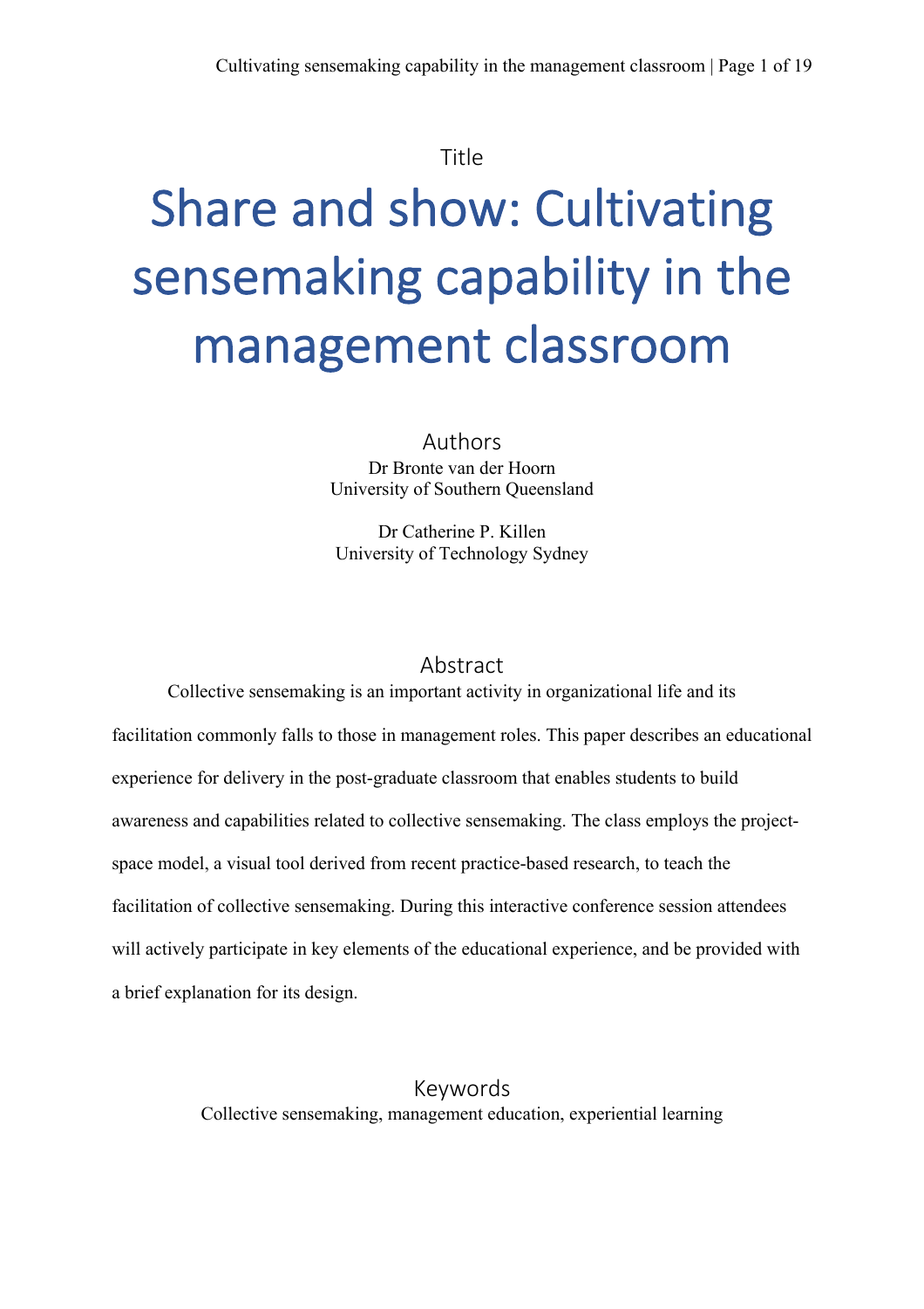Title

# Share and show: Cultivating sensemaking capability in the management classroom

## Authors

Dr Bronte van der Hoorn
University of Southern Queensland

Dr Catherine P. Killen
University of Technology Sydney

## Abstract

Collective sensemaking is an important activity in organizational life and its facilitation commonly falls to those in management roles. This paper describes an educational experience for delivery in the post-graduate classroom that enables students to build awareness and capabilities related to collective sensemaking. The class employs the project-space model, a visual tool derived from recent practice-based research, to teach the facilitation of collective sensemaking. During this interactive conference session attendees will actively participate in key elements of the educational experience, and be provided with a brief explanation for its design.

## Keywords

Collective sensemaking, management education, experiential learning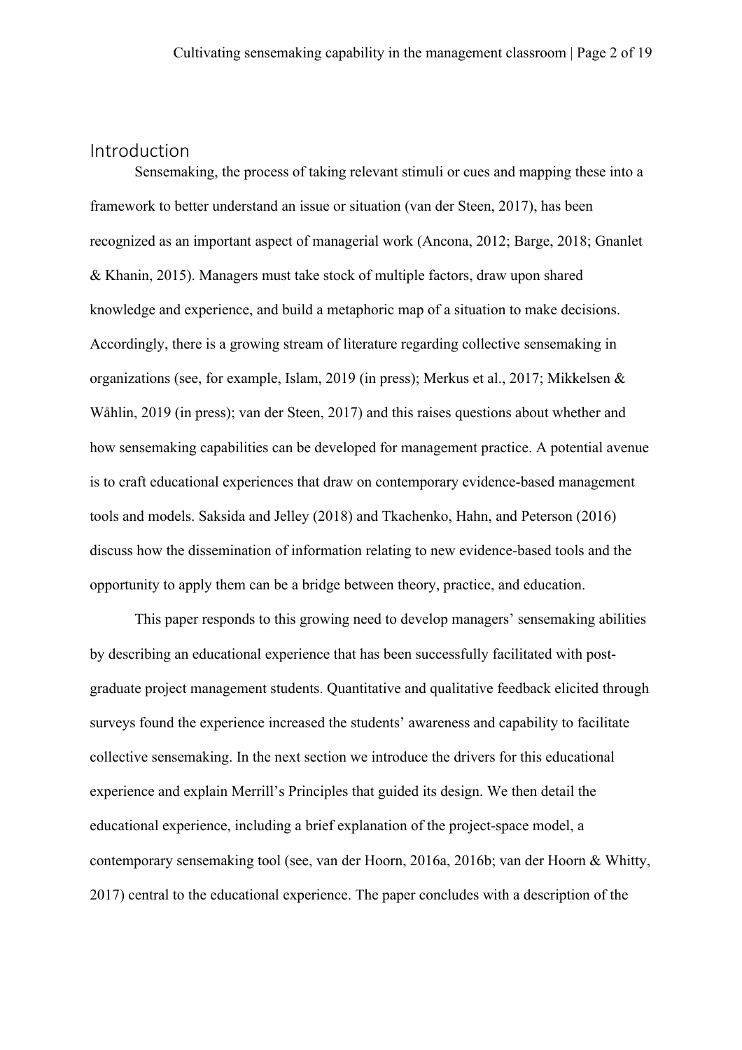## Introduction

Sensemaking, the process of taking relevant stimuli or cues and mapping these into a framework to better understand an issue or situation (van der Steen, 2017), has been recognized as an important aspect of managerial work (Ancona, 2012; Barge, 2018; Gnanlet & Khanin, 2015). Managers must take stock of multiple factors, draw upon shared knowledge and experience, and build a metaphoric map of a situation to make decisions. Accordingly, there is a growing stream of literature regarding collective sensemaking in organizations (see, for example, Islam, 2019 (in press); Merkus et al., 2017; Mikkelsen & Wåhlin, 2019 (in press); van der Steen, 2017) and this raises questions about whether and how sensemaking capabilities can be developed for management practice. A potential avenue is to craft educational experiences that draw on contemporary evidence-based management tools and models. Saksida and Jelley (2018) and Tkachenko, Hahn, and Peterson (2016) discuss how the dissemination of information relating to new evidence-based tools and the opportunity to apply them can be a bridge between theory, practice, and education.

This paper responds to this growing need to develop managers' sensemaking abilities by describing an educational experience that has been successfully facilitated with post-graduate project management students. Quantitative and qualitative feedback elicited through surveys found the experience increased the students' awareness and capability to facilitate collective sensemaking. In the next section we introduce the drivers for this educational experience and explain Merrill's Principles that guided its design. We then detail the educational experience, including a brief explanation of the project-space model, a contemporary sensemaking tool (see, van der Hoorn, 2016a, 2016b; van der Hoorn & Whitty, 2017) central to the educational experience. The paper concludes with a description of the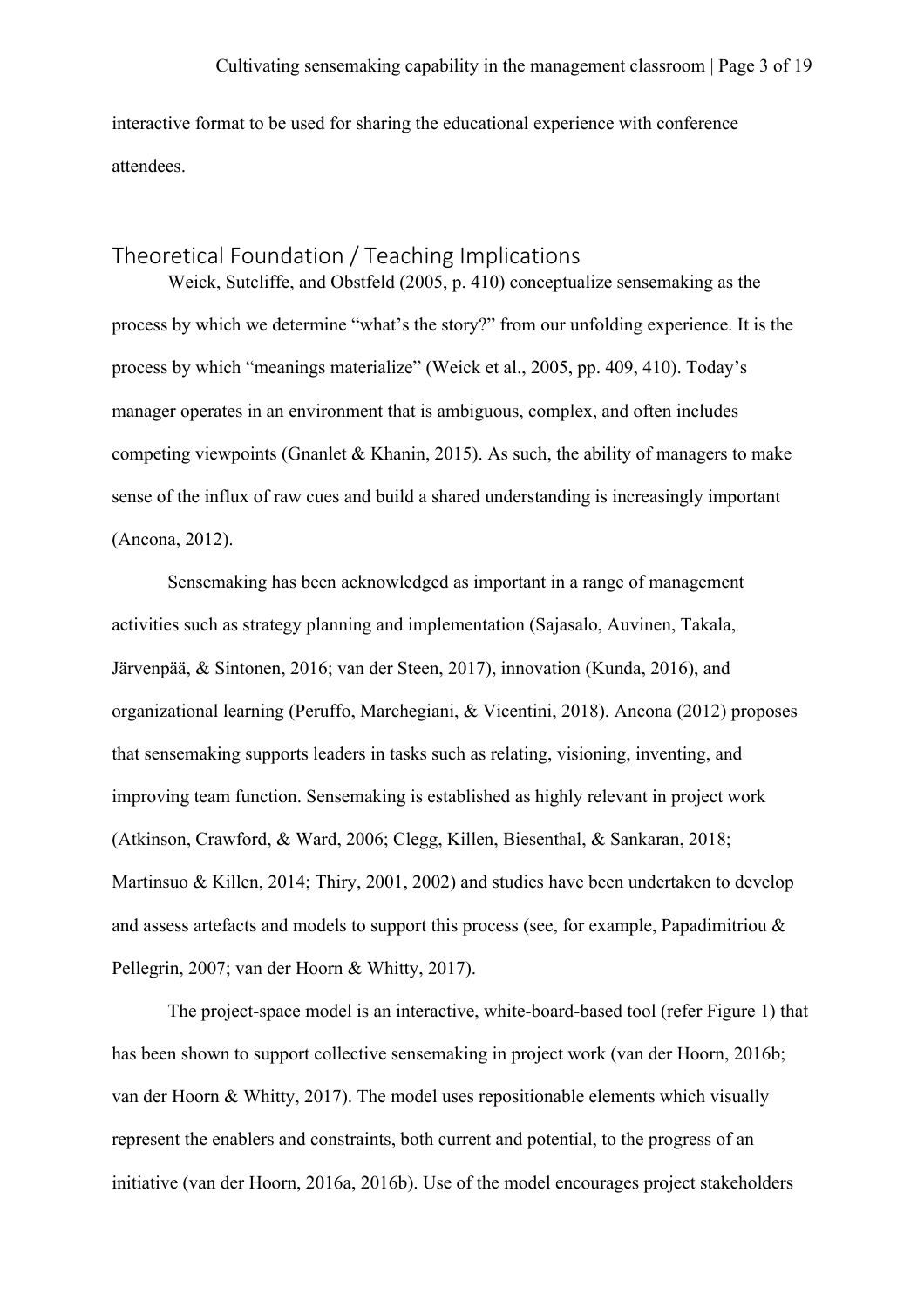interactive format to be used for sharing the educational experience with conference attendees.

## Theoretical Foundation / Teaching Implications

Weick, Sutcliffe, and Obstfeld (2005, p. 410) conceptualize sensemaking as the process by which we determine “what’s the story?” from our unfolding experience. It is the process by which “meanings materialize” (Weick et al., 2005, pp. 409, 410). Today’s manager operates in an environment that is ambiguous, complex, and often includes competing viewpoints (Gnanlet & Khanin, 2015). As such, the ability of managers to make sense of the influx of raw cues and build a shared understanding is increasingly important (Ancona, 2012).

Sensemaking has been acknowledged as important in a range of management activities such as strategy planning and implementation (Sajasalo, Auvinen, Takala, Järvenpää, & Sintonen, 2016; van der Steen, 2017), innovation (Kunda, 2016), and organizational learning (Peruffo, Marchegiani, & Vicentini, 2018). Ancona (2012) proposes that sensemaking supports leaders in tasks such as relating, visioning, inventing, and improving team function. Sensemaking is established as highly relevant in project work (Atkinson, Crawford, & Ward, 2006; Clegg, Killen, Biesenthal, & Sankaran, 2018; Martinsuo & Killen, 2014; Thiry, 2001, 2002) and studies have been undertaken to develop and assess artefacts and models to support this process (see, for example, Papadimitriou & Pellegrin, 2007; van der Hoorn & Whitty, 2017).

The project-space model is an interactive, white-board-based tool (refer Figure 1) that has been shown to support collective sensemaking in project work (van der Hoorn, 2016b; van der Hoorn & Whitty, 2017). The model uses repositionable elements which visually represent the enablers and constraints, both current and potential, to the progress of an initiative (van der Hoorn, 2016a, 2016b). Use of the model encourages project stakeholders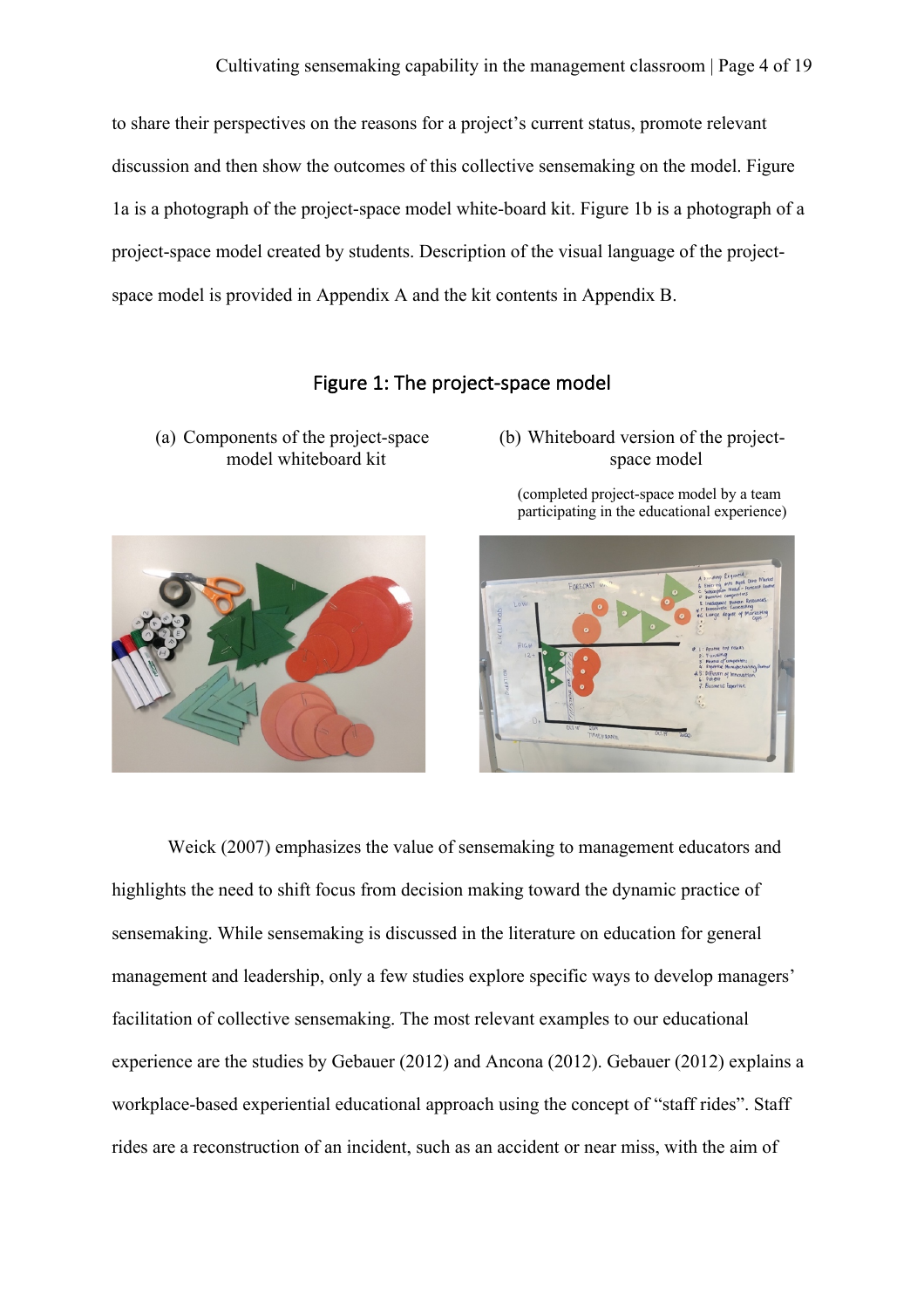to share their perspectives on the reasons for a project's current status, promote relevant discussion and then show the outcomes of this collective sensemaking on the model. Figure 1a is a photograph of the project-space model white-board kit. Figure 1b is a photograph of a project-space model created by students. Description of the visual language of the project-space model is provided in Appendix A and the kit contents in Appendix B.

## Figure 1: The project-space model

(a) Components of the project-space model whiteboard kit

(b) Whiteboard version of the project-space model

(completed project-space model by a team participating in the educational experience)

Weick (2007) emphasizes the value of sensemaking to management educators and highlights the need to shift focus from decision making toward the dynamic practice of sensemaking. While sensemaking is discussed in the literature on education for general management and leadership, only a few studies explore specific ways to develop managers' facilitation of collective sensemaking. The most relevant examples to our educational experience are the studies by Gebauer (2012) and Ancona (2012). Gebauer (2012) explains a workplace-based experiential educational approach using the concept of "staff rides". Staff rides are a reconstruction of an incident, such as an accident or near miss, with the aim of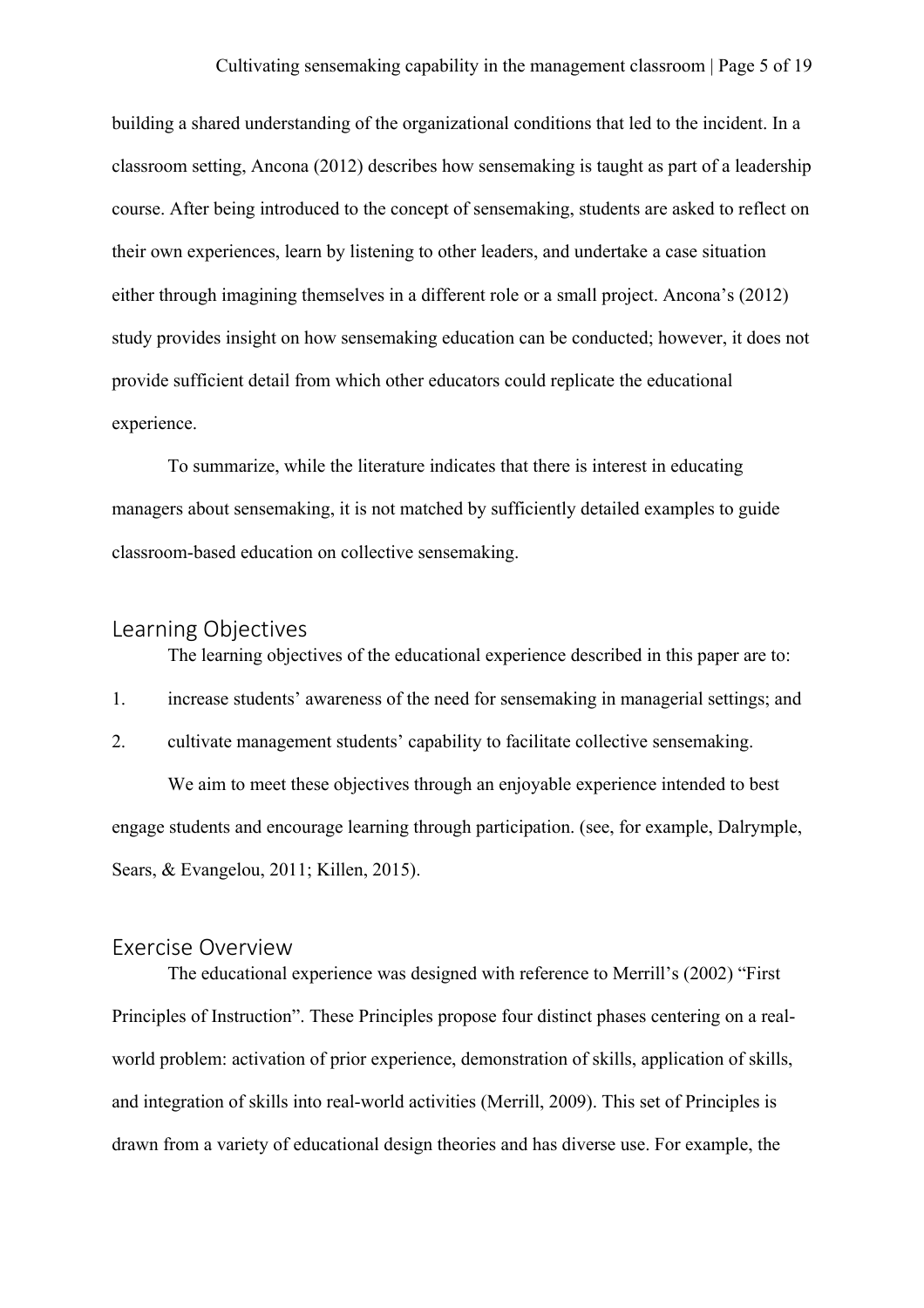building a shared understanding of the organizational conditions that led to the incident. In a classroom setting, Ancona (2012) describes how sensemaking is taught as part of a leadership course. After being introduced to the concept of sensemaking, students are asked to reflect on their own experiences, learn by listening to other leaders, and undertake a case situation either through imagining themselves in a different role or a small project. Ancona's (2012) study provides insight on how sensemaking education can be conducted; however, it does not provide sufficient detail from which other educators could replicate the educational experience.

To summarize, while the literature indicates that there is interest in educating managers about sensemaking, it is not matched by sufficiently detailed examples to guide classroom-based education on collective sensemaking.

## Learning Objectives

The learning objectives of the educational experience described in this paper are to:

1. increase students' awareness of the need for sensemaking in managerial settings; and
2. cultivate management students' capability to facilitate collective sensemaking.

We aim to meet these objectives through an enjoyable experience intended to best engage students and encourage learning through participation. (see, for example, Dalrymple, Sears, & Evangelou, 2011; Killen, 2015).

## Exercise Overview

The educational experience was designed with reference to Merrill's (2002) "First Principles of Instruction". These Principles propose four distinct phases centering on a real-world problem: activation of prior experience, demonstration of skills, application of skills, and integration of skills into real-world activities (Merrill, 2009). This set of Principles is drawn from a variety of educational design theories and has diverse use. For example, the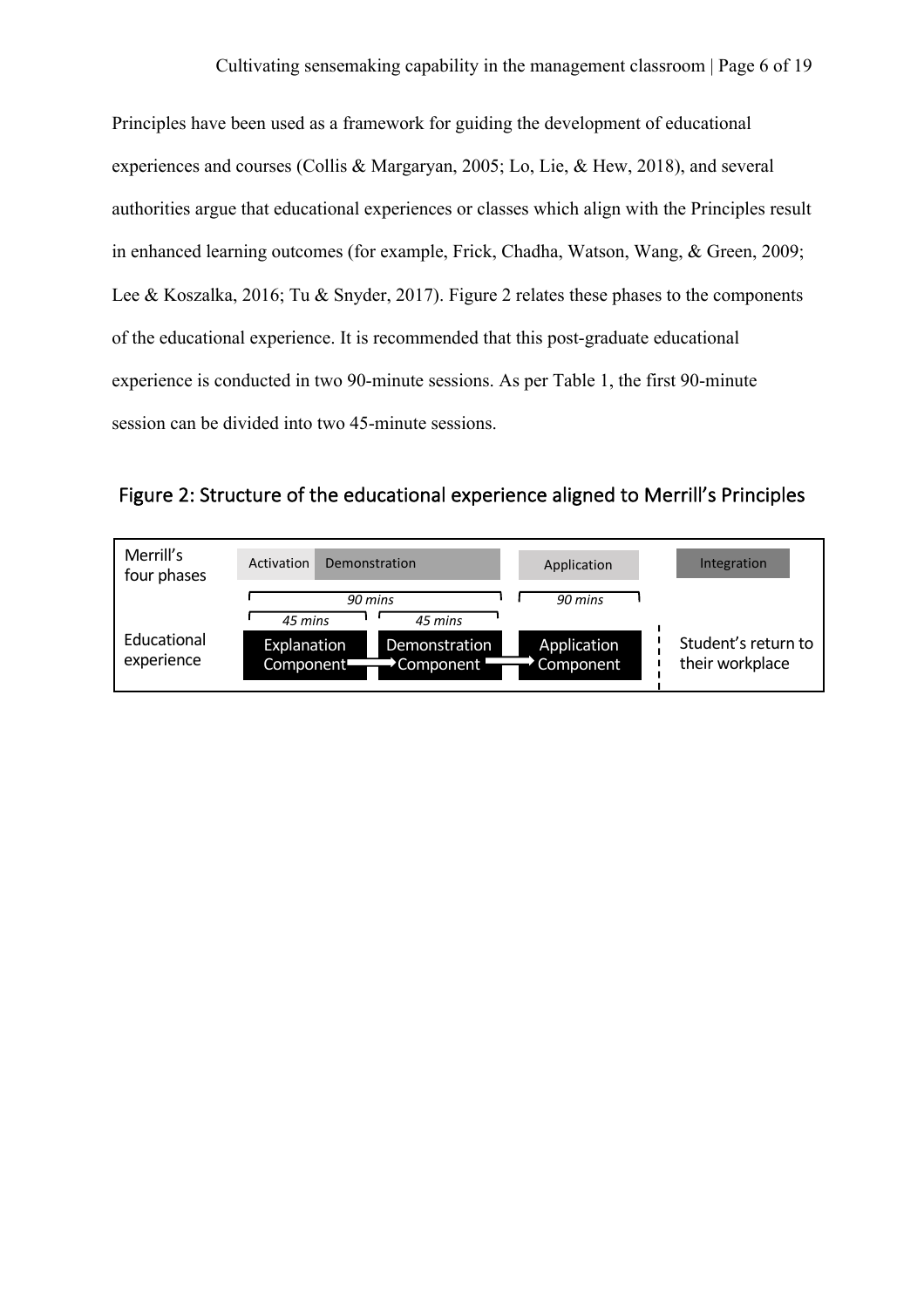Principles have been used as a framework for guiding the development of educational experiences and courses (Collis & Margaryan, 2005; Lo, Lie, & Hew, 2018), and several authorities argue that educational experiences or classes which align with the Principles result in enhanced learning outcomes (for example, Frick, Chadha, Watson, Wang, & Green, 2009; Lee & Koszalka, 2016; Tu & Snyder, 2017). Figure 2 relates these phases to the components of the educational experience. It is recommended that this post-graduate educational experience is conducted in two 90-minute sessions. As per Table 1, the first 90-minute session can be divided into two 45-minute sessions.

Figure 2: Structure of the educational experience aligned to Merrill's Principles

| | | | | |
|---|---|---|---|---|
| Merrill's four phases | Activation | Demonstration | Application | Integration |
| | *90 mins* | | *90 mins* | |
| | *45 mins* | *45 mins* | | |
| Educational experience | Explanation Component → | Demonstration Component → | Application Component | Student's return to their workplace |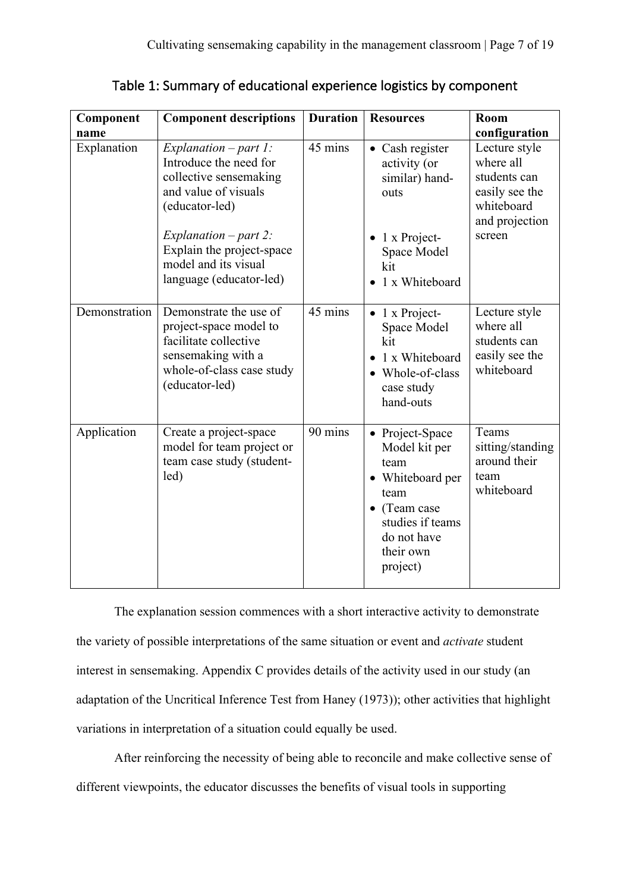Table 1: Summary of educational experience logistics by component

| Component name | Component descriptions | Duration | Resources | Room configuration |
|---|---|---|---|---|
| Explanation | *Explanation – part 1:* Introduce the need for collective sensemaking and value of visuals (educator-led)<br><br>*Explanation – part 2:* Explain the project-space model and its visual language (educator-led) | 45 mins | • Cash register activity (or similar) hand-outs<br><br>• 1 x Project-Space Model kit<br>• 1 x Whiteboard | Lecture style where all students can easily see the whiteboard and projection screen |
| Demonstration | Demonstrate the use of project-space model to facilitate collective sensemaking with a whole-of-class case study (educator-led) | 45 mins | • 1 x Project-Space Model kit<br>• 1 x Whiteboard<br>• Whole-of-class case study hand-outs | Lecture style where all students can easily see the whiteboard |
| Application | Create a project-space model for team project or team case study (student-led) | 90 mins | • Project-Space Model kit per team<br>• Whiteboard per team<br>• (Team case studies if teams do not have their own project) | Teams sitting/standing around their team whiteboard |

The explanation session commences with a short interactive activity to demonstrate the variety of possible interpretations of the same situation or event and *activate* student interest in sensemaking. Appendix C provides details of the activity used in our study (an adaptation of the Uncritical Inference Test from Haney (1973)); other activities that highlight variations in interpretation of a situation could equally be used.

After reinforcing the necessity of being able to reconcile and make collective sense of different viewpoints, the educator discusses the benefits of visual tools in supporting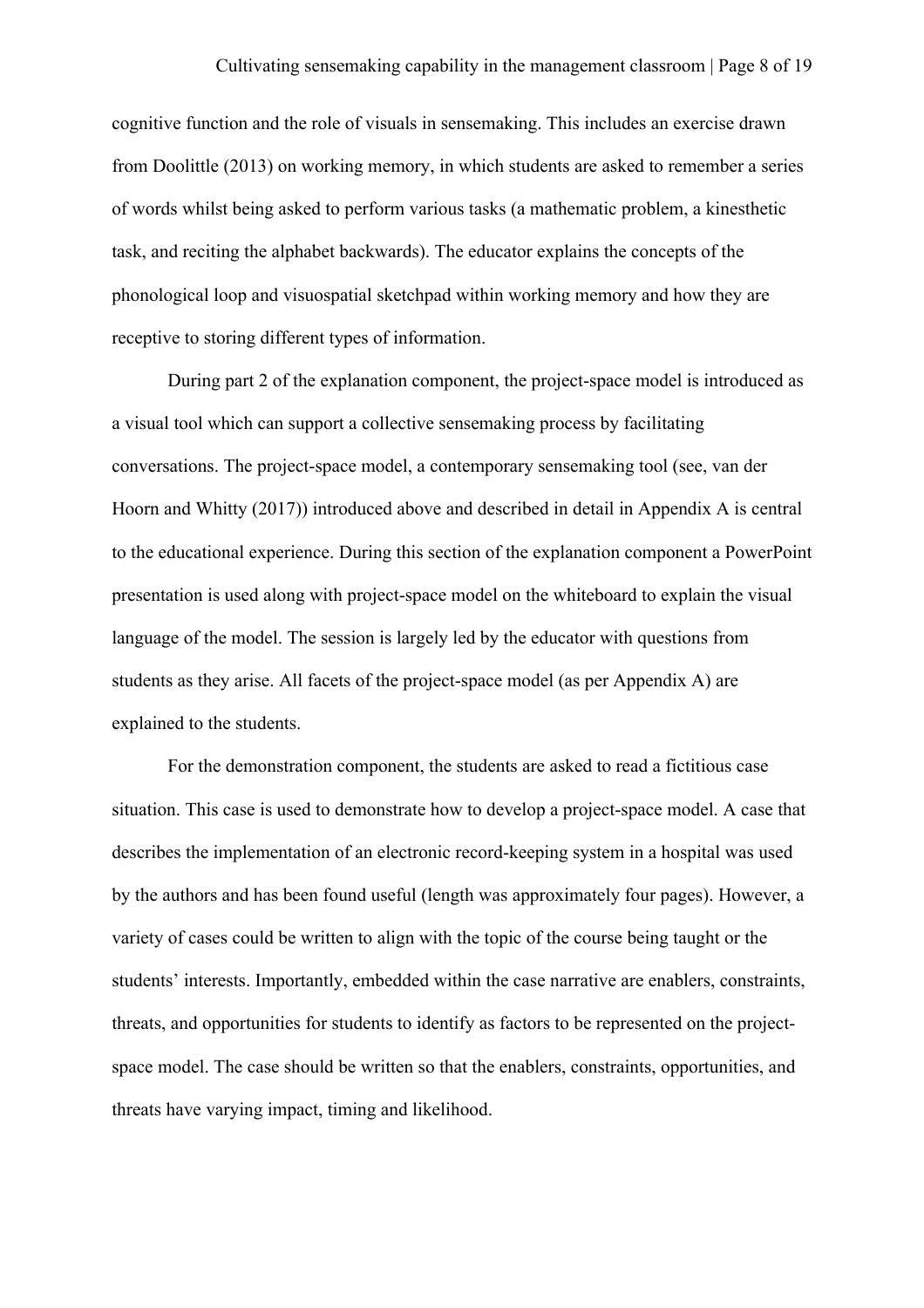cognitive function and the role of visuals in sensemaking. This includes an exercise drawn from Doolittle (2013) on working memory, in which students are asked to remember a series of words whilst being asked to perform various tasks (a mathematic problem, a kinesthetic task, and reciting the alphabet backwards). The educator explains the concepts of the phonological loop and visuospatial sketchpad within working memory and how they are receptive to storing different types of information.

During part 2 of the explanation component, the project-space model is introduced as a visual tool which can support a collective sensemaking process by facilitating conversations. The project-space model, a contemporary sensemaking tool (see, van der Hoorn and Whitty (2017)) introduced above and described in detail in Appendix A is central to the educational experience. During this section of the explanation component a PowerPoint presentation is used along with project-space model on the whiteboard to explain the visual language of the model. The session is largely led by the educator with questions from students as they arise. All facets of the project-space model (as per Appendix A) are explained to the students.

For the demonstration component, the students are asked to read a fictitious case situation. This case is used to demonstrate how to develop a project-space model. A case that describes the implementation of an electronic record-keeping system in a hospital was used by the authors and has been found useful (length was approximately four pages). However, a variety of cases could be written to align with the topic of the course being taught or the students' interests. Importantly, embedded within the case narrative are enablers, constraints, threats, and opportunities for students to identify as factors to be represented on the project-space model. The case should be written so that the enablers, constraints, opportunities, and threats have varying impact, timing and likelihood.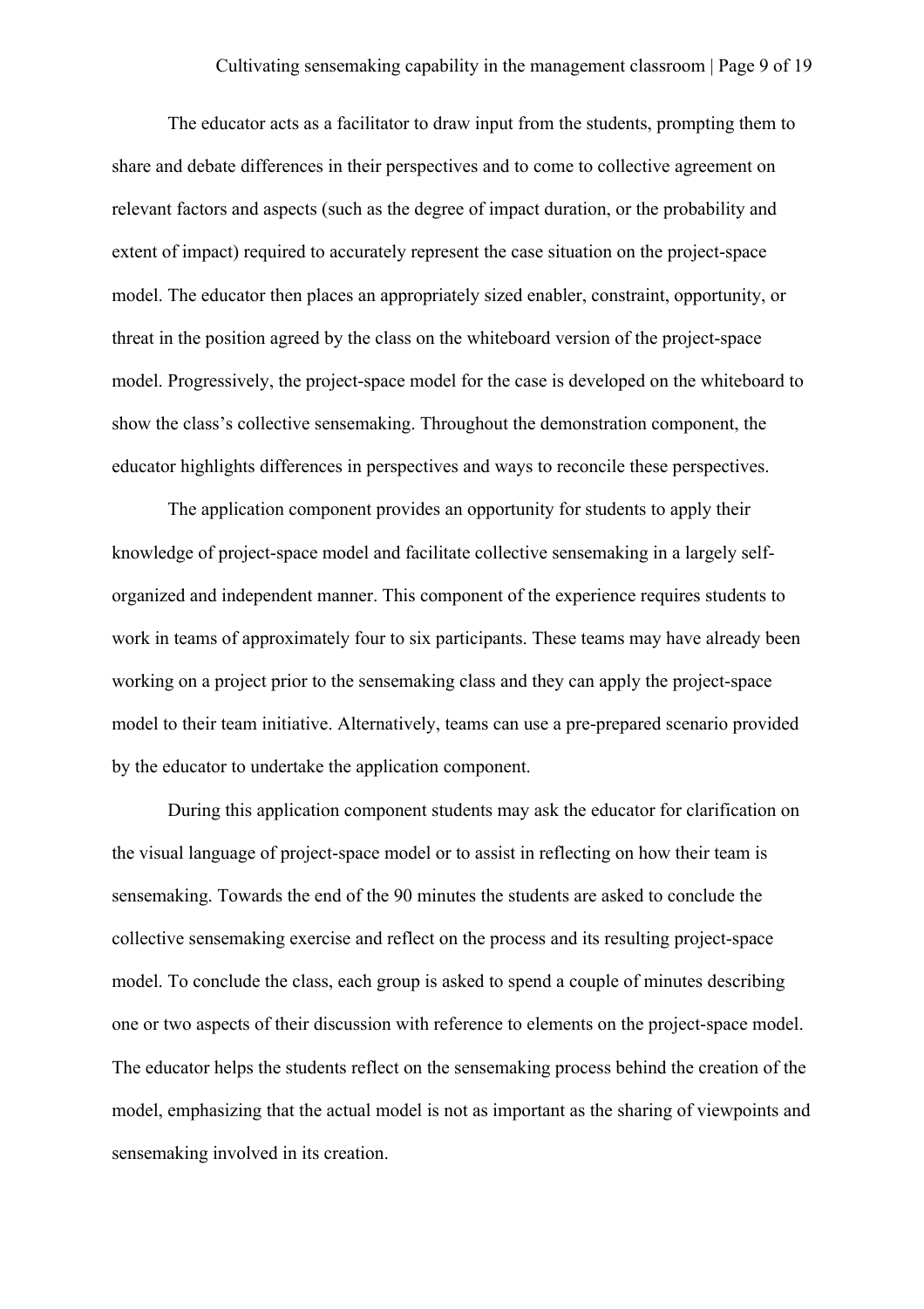The educator acts as a facilitator to draw input from the students, prompting them to share and debate differences in their perspectives and to come to collective agreement on relevant factors and aspects (such as the degree of impact duration, or the probability and extent of impact) required to accurately represent the case situation on the project-space model. The educator then places an appropriately sized enabler, constraint, opportunity, or threat in the position agreed by the class on the whiteboard version of the project-space model. Progressively, the project-space model for the case is developed on the whiteboard to show the class's collective sensemaking. Throughout the demonstration component, the educator highlights differences in perspectives and ways to reconcile these perspectives.

The application component provides an opportunity for students to apply their knowledge of project-space model and facilitate collective sensemaking in a largely self-organized and independent manner. This component of the experience requires students to work in teams of approximately four to six participants. These teams may have already been working on a project prior to the sensemaking class and they can apply the project-space model to their team initiative. Alternatively, teams can use a pre-prepared scenario provided by the educator to undertake the application component.

During this application component students may ask the educator for clarification on the visual language of project-space model or to assist in reflecting on how their team is sensemaking. Towards the end of the 90 minutes the students are asked to conclude the collective sensemaking exercise and reflect on the process and its resulting project-space model. To conclude the class, each group is asked to spend a couple of minutes describing one or two aspects of their discussion with reference to elements on the project-space model. The educator helps the students reflect on the sensemaking process behind the creation of the model, emphasizing that the actual model is not as important as the sharing of viewpoints and sensemaking involved in its creation.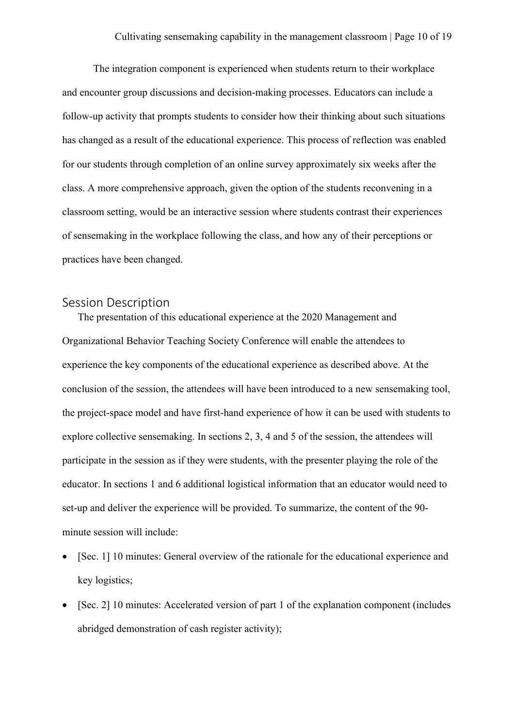The integration component is experienced when students return to their workplace and encounter group discussions and decision-making processes. Educators can include a follow-up activity that prompts students to consider how their thinking about such situations has changed as a result of the educational experience. This process of reflection was enabled for our students through completion of an online survey approximately six weeks after the class. A more comprehensive approach, given the option of the students reconvening in a classroom setting, would be an interactive session where students contrast their experiences of sensemaking in the workplace following the class, and how any of their perceptions or practices have been changed.

## Session Description

The presentation of this educational experience at the 2020 Management and Organizational Behavior Teaching Society Conference will enable the attendees to experience the key components of the educational experience as described above. At the conclusion of the session, the attendees will have been introduced to a new sensemaking tool, the project-space model and have first-hand experience of how it can be used with students to explore collective sensemaking. In sections 2, 3, 4 and 5 of the session, the attendees will participate in the session as if they were students, with the presenter playing the role of the educator. In sections 1 and 6 additional logistical information that an educator would need to set-up and deliver the experience will be provided. To summarize, the content of the 90-minute session will include:

- [Sec. 1] 10 minutes: General overview of the rationale for the educational experience and key logistics;
- [Sec. 2] 10 minutes: Accelerated version of part 1 of the explanation component (includes abridged demonstration of cash register activity);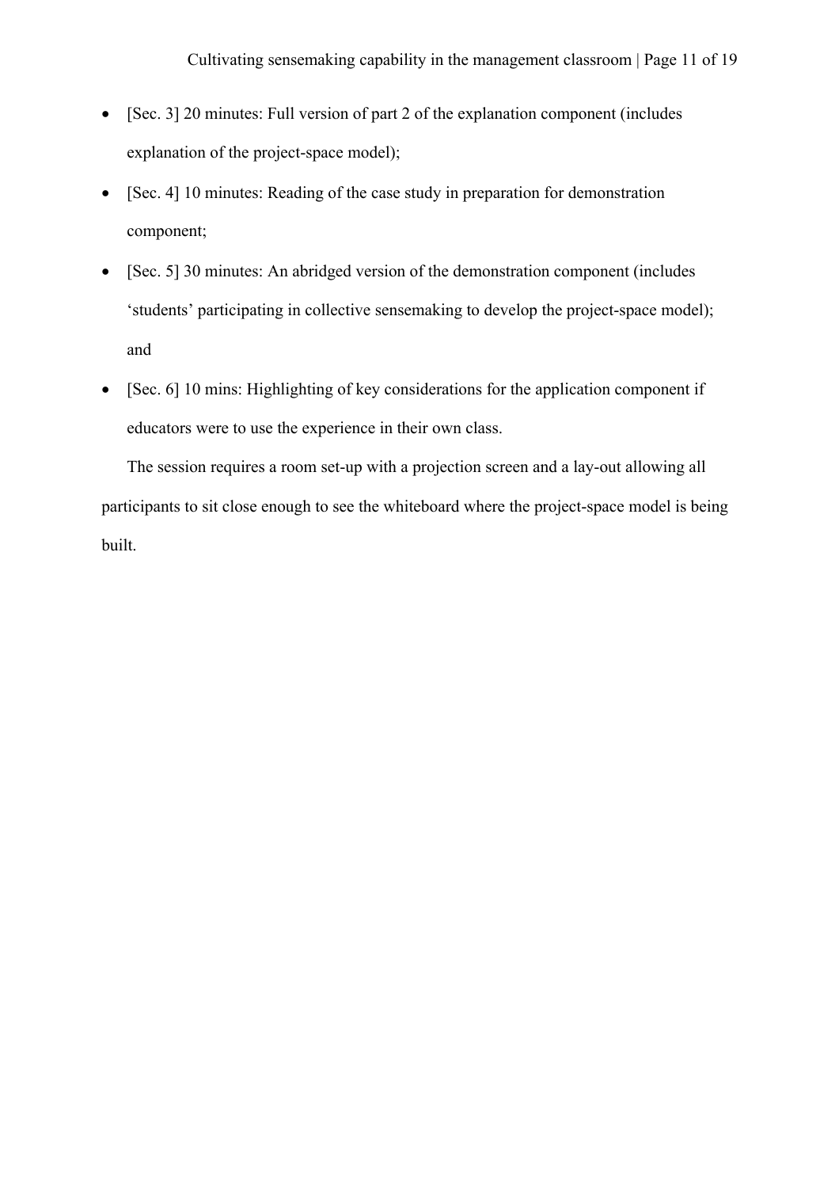- [Sec. 3] 20 minutes: Full version of part 2 of the explanation component (includes explanation of the project-space model);
- [Sec. 4] 10 minutes: Reading of the case study in preparation for demonstration component;
- [Sec. 5] 30 minutes: An abridged version of the demonstration component (includes 'students' participating in collective sensemaking to develop the project-space model); and
- [Sec. 6] 10 mins: Highlighting of key considerations for the application component if educators were to use the experience in their own class.

The session requires a room set-up with a projection screen and a lay-out allowing all participants to sit close enough to see the whiteboard where the project-space model is being built.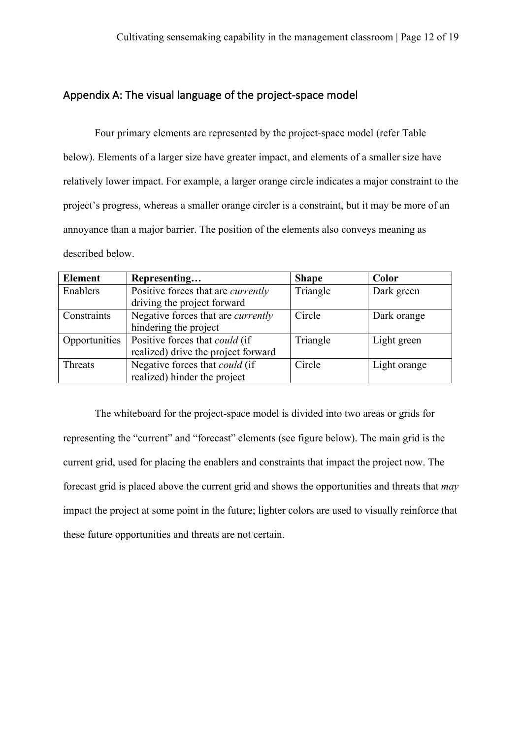## Appendix A: The visual language of the project-space model

Four primary elements are represented by the project-space model (refer Table below). Elements of a larger size have greater impact, and elements of a smaller size have relatively lower impact. For example, a larger orange circle indicates a major constraint to the project's progress, whereas a smaller orange circler is a constraint, but it may be more of an annoyance than a major barrier. The position of the elements also conveys meaning as described below.

| **Element** | **Representing…** | **Shape** | **Color** |
|---|---|---|---|
| Enablers | Positive forces that are *currently* driving the project forward | Triangle | Dark green |
| Constraints | Negative forces that are *currently* hindering the project | Circle | Dark orange |
| Opportunities | Positive forces that *could* (if realized) drive the project forward | Triangle | Light green |
| Threats | Negative forces that *could* (if realized) hinder the project | Circle | Light orange |

The whiteboard for the project-space model is divided into two areas or grids for representing the "current" and "forecast" elements (see figure below). The main grid is the current grid, used for placing the enablers and constraints that impact the project now. The forecast grid is placed above the current grid and shows the opportunities and threats that *may* impact the project at some point in the future; lighter colors are used to visually reinforce that these future opportunities and threats are not certain.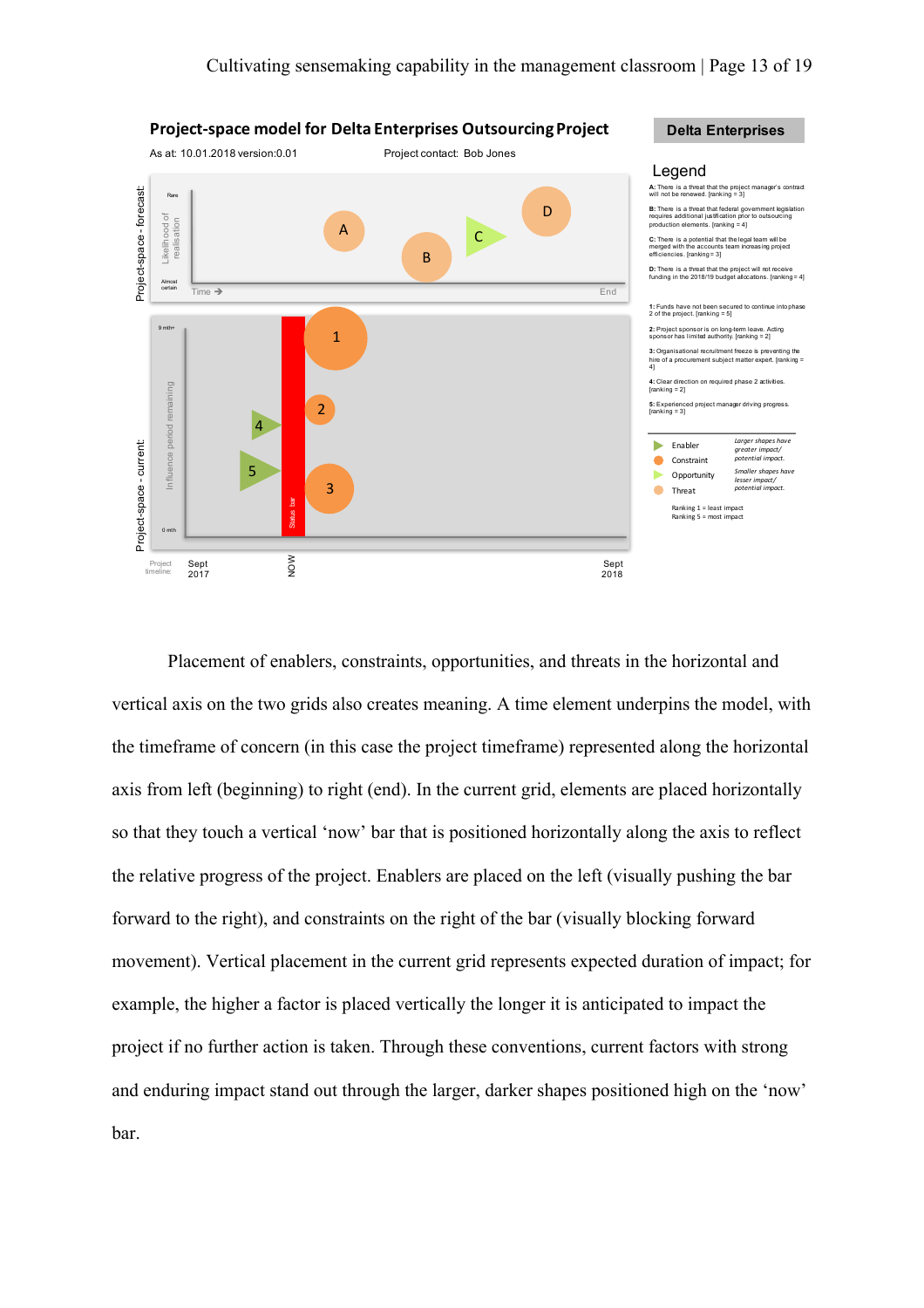**Project-space model for Delta Enterprises Outsourcing Project**

As at: 10.01.2018 version:0.01    Project contact: Bob Jones

**Delta Enterprises**

Legend

**A:** There is a threat that the project manager's contract will not be renewed. [ranking = 3]

**B:** There is a threat that federal government legislation requires additional justification prior to outsourcing production elements. [ranking = 4]

**C:** There is a potential that the legal team will be merged with the accounts team increasing project efficiencies. [ranking = 3]

**D:** There is a threat that the project will not receive funding in the 2018/19 budget allocations. [ranking = 4]

**1:** Funds have not been secured to continue into phase 2 of the project. [ranking = 5]

**2:** Project sponsor is on long-term leave. Acting sponsor has limited authority. [ranking = 2]

**3:** Organisational recruitment freeze is preventing the hire of a procurement subject matter expert. [ranking = 4]

**4:** Clear direction on required phase 2 activities. [ranking = 2]

**5:** Experienced project manager driving progress. [ranking = 3]

Enabler / Constraint / Opportunity / Threat

*Larger shapes have greater impact/ potential impact.*

*Smaller shapes have lesser impact/ potential impact.*

Ranking 1 = least impact
Ranking 5 = most impact

Project-space - forecast: Likelihood of realisation (Rare – Almost certain); Time → End

Project-space - current: Influence period remaining (9 mth+ – 0 mth); Status bar

Project timeline: Sept 2017 – NOW – Sept 2018

Placement of enablers, constraints, opportunities, and threats in the horizontal and vertical axis on the two grids also creates meaning. A time element underpins the model, with the timeframe of concern (in this case the project timeframe) represented along the horizontal axis from left (beginning) to right (end). In the current grid, elements are placed horizontally so that they touch a vertical 'now' bar that is positioned horizontally along the axis to reflect the relative progress of the project. Enablers are placed on the left (visually pushing the bar forward to the right), and constraints on the right of the bar (visually blocking forward movement). Vertical placement in the current grid represents expected duration of impact; for example, the higher a factor is placed vertically the longer it is anticipated to impact the project if no further action is taken. Through these conventions, current factors with strong and enduring impact stand out through the larger, darker shapes positioned high on the 'now' bar.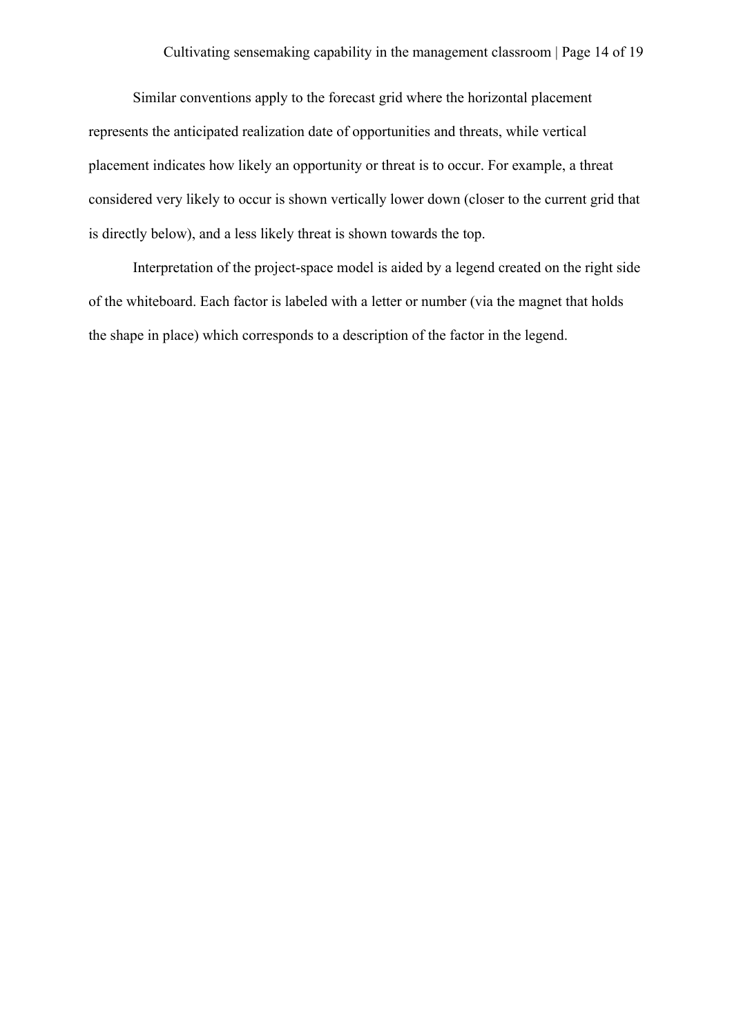Similar conventions apply to the forecast grid where the horizontal placement represents the anticipated realization date of opportunities and threats, while vertical placement indicates how likely an opportunity or threat is to occur. For example, a threat considered very likely to occur is shown vertically lower down (closer to the current grid that is directly below), and a less likely threat is shown towards the top.

Interpretation of the project-space model is aided by a legend created on the right side of the whiteboard. Each factor is labeled with a letter or number (via the magnet that holds the shape in place) which corresponds to a description of the factor in the legend.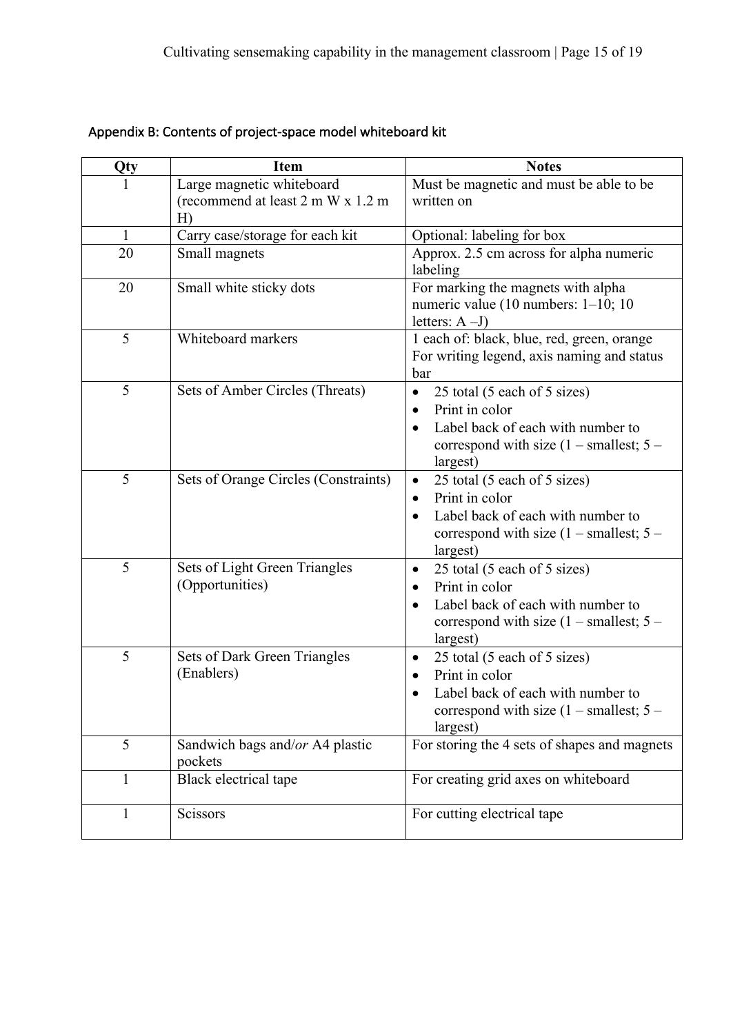## Appendix B: Contents of project-space model whiteboard kit

| Qty | Item | Notes |
|---|---|---|
| 1 | Large magnetic whiteboard (recommend at least 2 m W x 1.2 m H) | Must be magnetic and must be able to be written on |
| 1 | Carry case/storage for each kit | Optional: labeling for box |
| 20 | Small magnets | Approx. 2.5 cm across for alpha numeric labeling |
| 20 | Small white sticky dots | For marking the magnets with alpha numeric value (10 numbers: 1–10; 10 letters: A –J) |
| 5 | Whiteboard markers | 1 each of: black, blue, red, green, orange For writing legend, axis naming and status bar |
| 5 | Sets of Amber Circles (Threats) | • 25 total (5 each of 5 sizes) <br> • Print in color <br> • Label back of each with number to correspond with size (1 – smallest; 5 – largest) |
| 5 | Sets of Orange Circles (Constraints) | • 25 total (5 each of 5 sizes) <br> • Print in color <br> • Label back of each with number to correspond with size (1 – smallest; 5 – largest) |
| 5 | Sets of Light Green Triangles (Opportunities) | • 25 total (5 each of 5 sizes) <br> • Print in color <br> • Label back of each with number to correspond with size (1 – smallest; 5 – largest) |
| 5 | Sets of Dark Green Triangles (Enablers) | • 25 total (5 each of 5 sizes) <br> • Print in color <br> • Label back of each with number to correspond with size (1 – smallest; 5 – largest) |
| 5 | Sandwich bags and/*or* A4 plastic pockets | For storing the 4 sets of shapes and magnets |
| 1 | Black electrical tape | For creating grid axes on whiteboard |
| 1 | Scissors | For cutting electrical tape |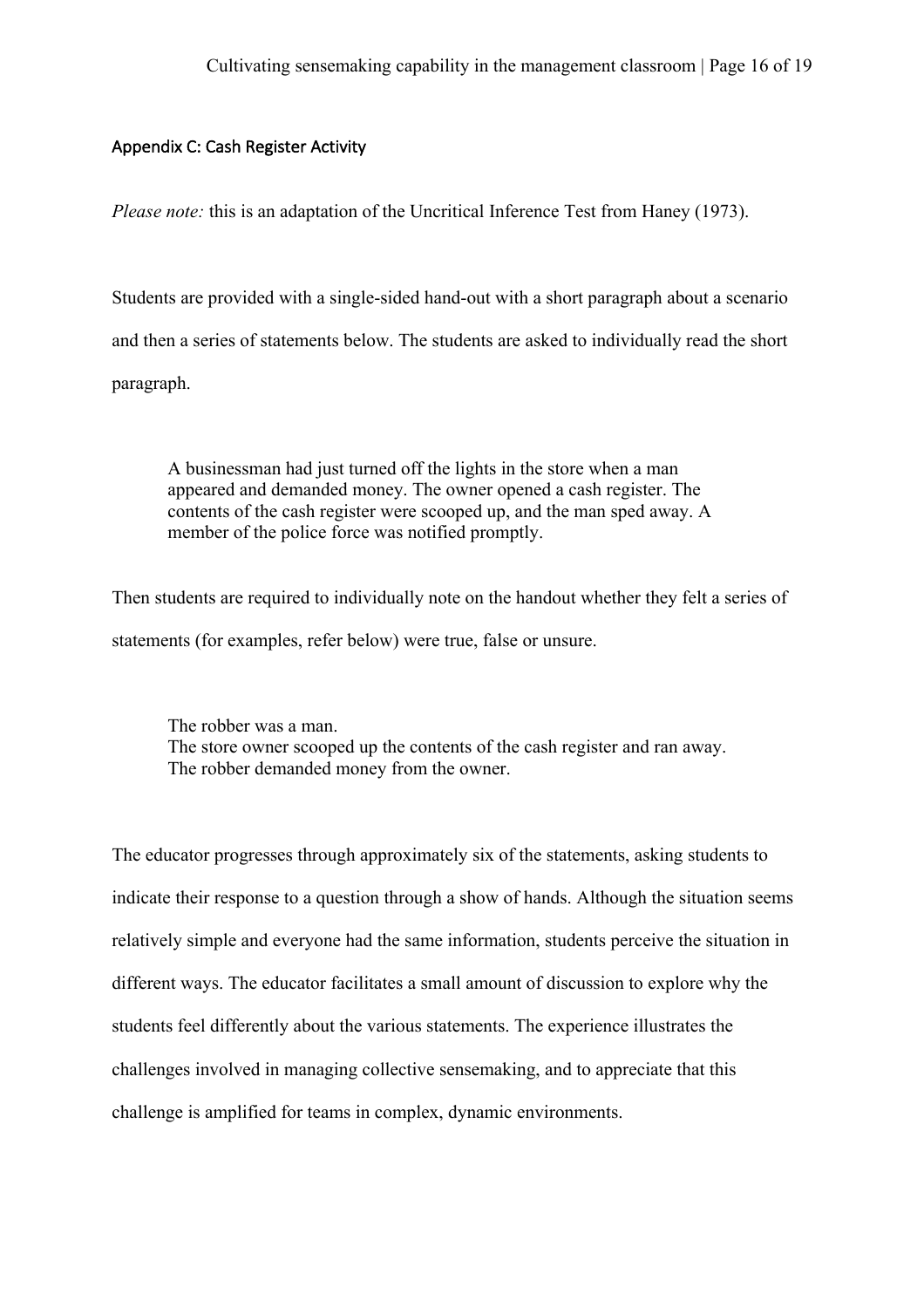## Appendix C: Cash Register Activity

*Please note:* this is an adaptation of the Uncritical Inference Test from Haney (1973).

Students are provided with a single-sided hand-out with a short paragraph about a scenario and then a series of statements below. The students are asked to individually read the short paragraph.

> A businessman had just turned off the lights in the store when a man appeared and demanded money. The owner opened a cash register. The contents of the cash register were scooped up, and the man sped away. A member of the police force was notified promptly.

Then students are required to individually note on the handout whether they felt a series of statements (for examples, refer below) were true, false or unsure.

> The robber was a man.
> The store owner scooped up the contents of the cash register and ran away.
> The robber demanded money from the owner.

The educator progresses through approximately six of the statements, asking students to indicate their response to a question through a show of hands. Although the situation seems relatively simple and everyone had the same information, students perceive the situation in different ways. The educator facilitates a small amount of discussion to explore why the students feel differently about the various statements. The experience illustrates the challenges involved in managing collective sensemaking, and to appreciate that this challenge is amplified for teams in complex, dynamic environments.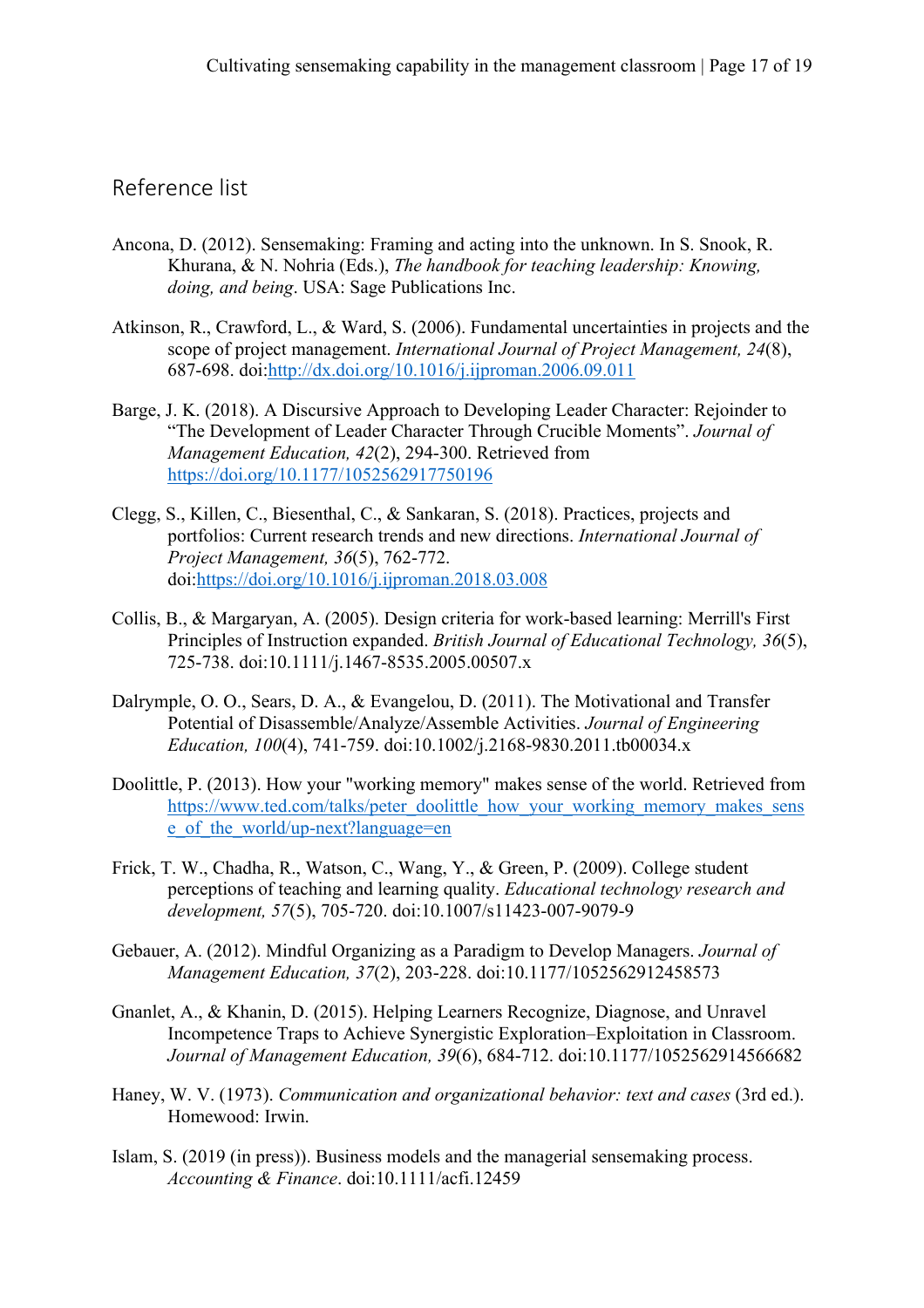## Reference list

Ancona, D. (2012). Sensemaking: Framing and acting into the unknown. In S. Snook, R. Khurana, & N. Nohria (Eds.), *The handbook for teaching leadership: Knowing, doing, and being*. USA: Sage Publications Inc.

Atkinson, R., Crawford, L., & Ward, S. (2006). Fundamental uncertainties in projects and the scope of project management. *International Journal of Project Management, 24*(8), 687-698. doi:http://dx.doi.org/10.1016/j.ijproman.2006.09.011

Barge, J. K. (2018). A Discursive Approach to Developing Leader Character: Rejoinder to "The Development of Leader Character Through Crucible Moments". *Journal of Management Education, 42*(2), 294-300. Retrieved from https://doi.org/10.1177/1052562917750196

Clegg, S., Killen, C., Biesenthal, C., & Sankaran, S. (2018). Practices, projects and portfolios: Current research trends and new directions. *International Journal of Project Management, 36*(5), 762-772. doi:https://doi.org/10.1016/j.ijproman.2018.03.008

Collis, B., & Margaryan, A. (2005). Design criteria for work-based learning: Merrill's First Principles of Instruction expanded. *British Journal of Educational Technology, 36*(5), 725-738. doi:10.1111/j.1467-8535.2005.00507.x

Dalrymple, O. O., Sears, D. A., & Evangelou, D. (2011). The Motivational and Transfer Potential of Disassemble/Analyze/Assemble Activities. *Journal of Engineering Education, 100*(4), 741-759. doi:10.1002/j.2168-9830.2011.tb00034.x

Doolittle, P. (2013). How your "working memory" makes sense of the world. Retrieved from https://www.ted.com/talks/peter_doolittle_how_your_working_memory_makes_sense_of_the_world/up-next?language=en

Frick, T. W., Chadha, R., Watson, C., Wang, Y., & Green, P. (2009). College student perceptions of teaching and learning quality. *Educational technology research and development, 57*(5), 705-720. doi:10.1007/s11423-007-9079-9

Gebauer, A. (2012). Mindful Organizing as a Paradigm to Develop Managers. *Journal of Management Education, 37*(2), 203-228. doi:10.1177/1052562912458573

Gnanlet, A., & Khanin, D. (2015). Helping Learners Recognize, Diagnose, and Unravel Incompetence Traps to Achieve Synergistic Exploration–Exploitation in Classroom. *Journal of Management Education, 39*(6), 684-712. doi:10.1177/1052562914566682

Haney, W. V. (1973). *Communication and organizational behavior: text and cases* (3rd ed.). Homewood: Irwin.

Islam, S. (2019 (in press)). Business models and the managerial sensemaking process. *Accounting & Finance*. doi:10.1111/acfi.12459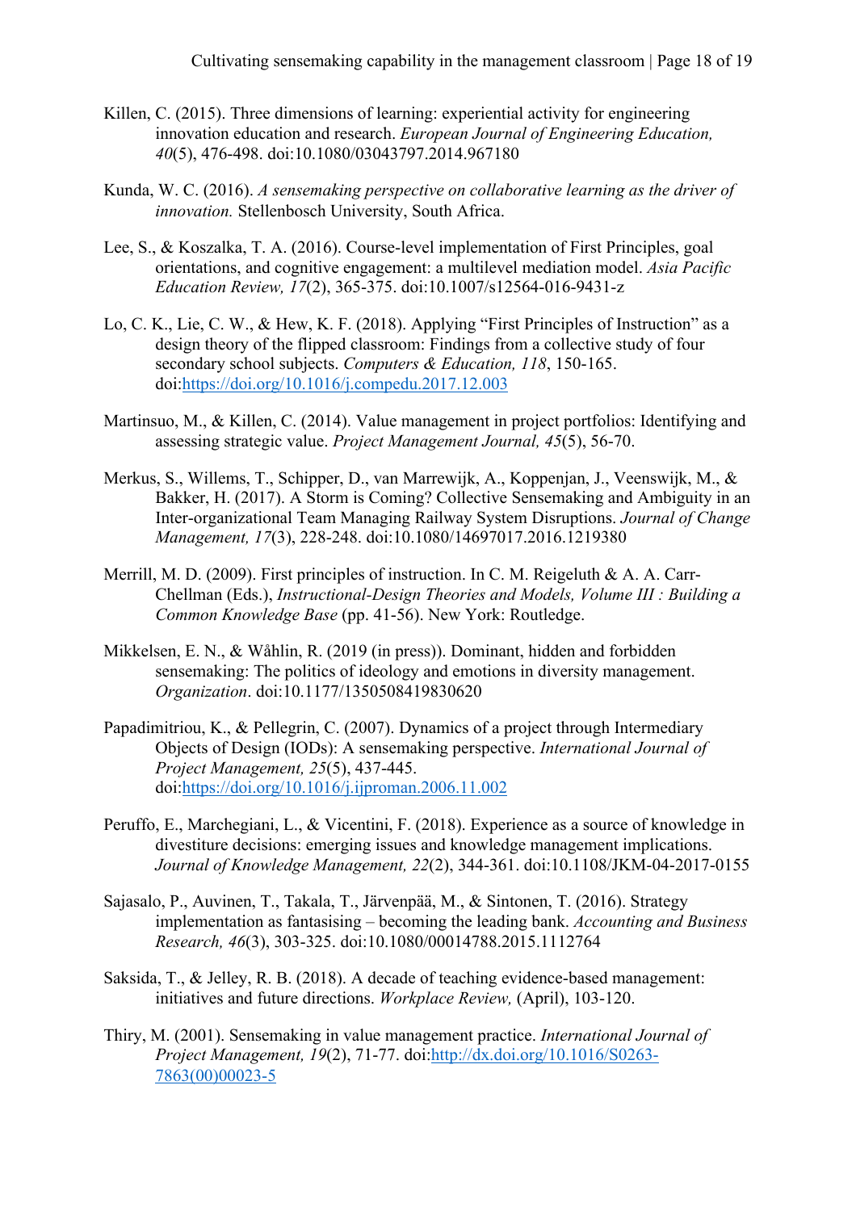Killen, C. (2015). Three dimensions of learning: experiential activity for engineering innovation education and research. *European Journal of Engineering Education, 40*(5), 476-498. doi:10.1080/03043797.2014.967180

Kunda, W. C. (2016). *A sensemaking perspective on collaborative learning as the driver of innovation.* Stellenbosch University, South Africa.

Lee, S., & Koszalka, T. A. (2016). Course-level implementation of First Principles, goal orientations, and cognitive engagement: a multilevel mediation model. *Asia Pacific Education Review, 17*(2), 365-375. doi:10.1007/s12564-016-9431-z

Lo, C. K., Lie, C. W., & Hew, K. F. (2018). Applying "First Principles of Instruction" as a design theory of the flipped classroom: Findings from a collective study of four secondary school subjects. *Computers & Education, 118*, 150-165. doi:https://doi.org/10.1016/j.compedu.2017.12.003

Martinsuo, M., & Killen, C. (2014). Value management in project portfolios: Identifying and assessing strategic value. *Project Management Journal, 45*(5), 56-70.

Merkus, S., Willems, T., Schipper, D., van Marrewijk, A., Koppenjan, J., Veenswijk, M., & Bakker, H. (2017). A Storm is Coming? Collective Sensemaking and Ambiguity in an Inter-organizational Team Managing Railway System Disruptions. *Journal of Change Management, 17*(3), 228-248. doi:10.1080/14697017.2016.1219380

Merrill, M. D. (2009). First principles of instruction. In C. M. Reigeluth & A. A. Carr-Chellman (Eds.), *Instructional-Design Theories and Models, Volume III : Building a Common Knowledge Base* (pp. 41-56). New York: Routledge.

Mikkelsen, E. N., & Wåhlin, R. (2019 (in press)). Dominant, hidden and forbidden sensemaking: The politics of ideology and emotions in diversity management. *Organization*. doi:10.1177/1350508419830620

Papadimitriou, K., & Pellegrin, C. (2007). Dynamics of a project through Intermediary Objects of Design (IODs): A sensemaking perspective. *International Journal of Project Management, 25*(5), 437-445. doi:https://doi.org/10.1016/j.ijproman.2006.11.002

Peruffo, E., Marchegiani, L., & Vicentini, F. (2018). Experience as a source of knowledge in divestiture decisions: emerging issues and knowledge management implications. *Journal of Knowledge Management, 22*(2), 344-361. doi:10.1108/JKM-04-2017-0155

Sajasalo, P., Auvinen, T., Takala, T., Järvenpää, M., & Sintonen, T. (2016). Strategy implementation as fantasising – becoming the leading bank. *Accounting and Business Research, 46*(3), 303-325. doi:10.1080/00014788.2015.1112764

Saksida, T., & Jelley, R. B. (2018). A decade of teaching evidence-based management: initiatives and future directions. *Workplace Review,* (April), 103-120.

Thiry, M. (2001). Sensemaking in value management practice. *International Journal of Project Management, 19*(2), 71-77. doi:http://dx.doi.org/10.1016/S0263-7863(00)00023-5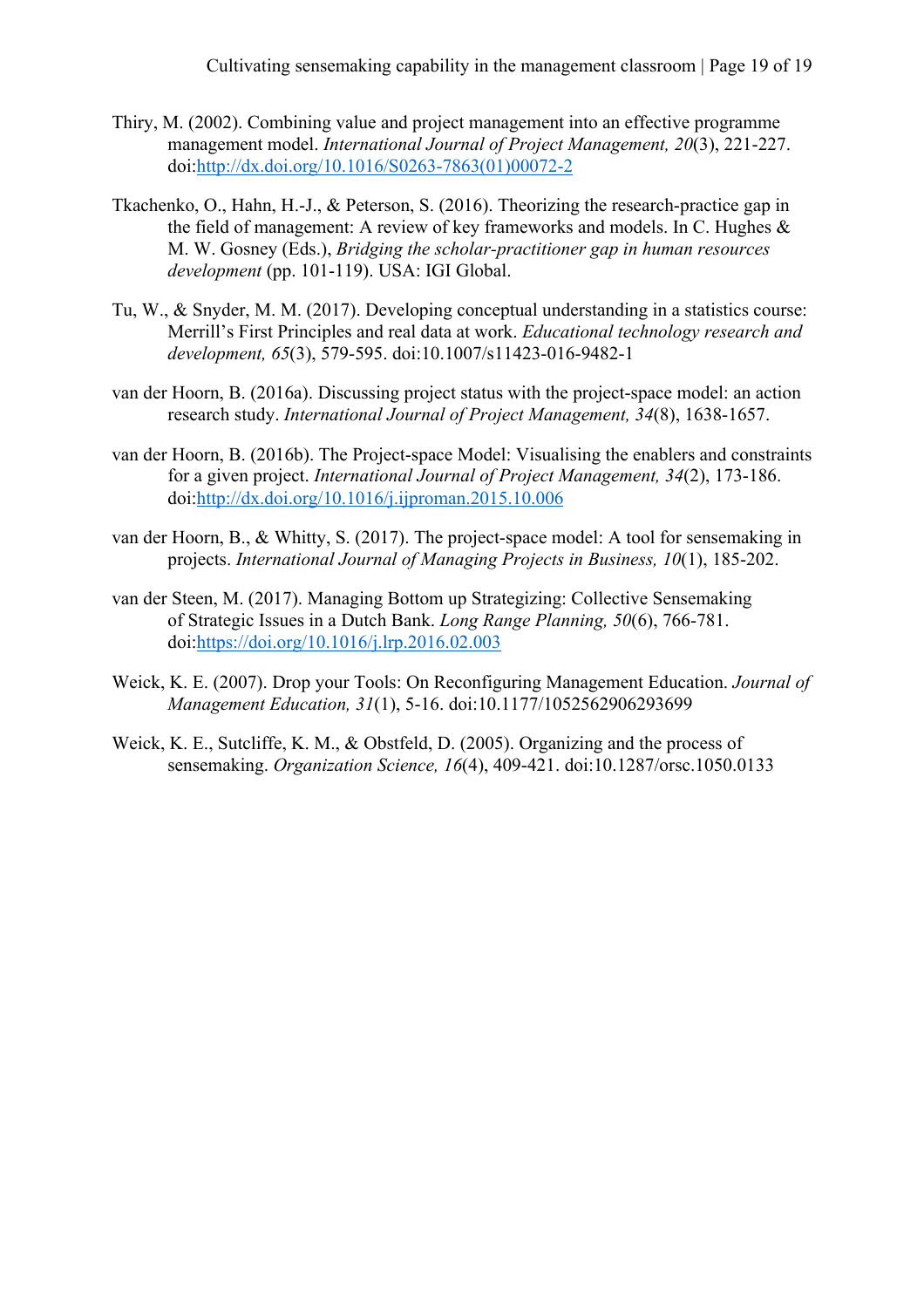Thiry, M. (2002). Combining value and project management into an effective programme management model. *International Journal of Project Management, 20*(3), 221-227. doi:http://dx.doi.org/10.1016/S0263-7863(01)00072-2

Tkachenko, O., Hahn, H.-J., & Peterson, S. (2016). Theorizing the research-practice gap in the field of management: A review of key frameworks and models. In C. Hughes & M. W. Gosney (Eds.), *Bridging the scholar-practitioner gap in human resources development* (pp. 101-119). USA: IGI Global.

Tu, W., & Snyder, M. M. (2017). Developing conceptual understanding in a statistics course: Merrill's First Principles and real data at work. *Educational technology research and development, 65*(3), 579-595. doi:10.1007/s11423-016-9482-1

van der Hoorn, B. (2016a). Discussing project status with the project-space model: an action research study. *International Journal of Project Management, 34*(8), 1638-1657.

van der Hoorn, B. (2016b). The Project-space Model: Visualising the enablers and constraints for a given project. *International Journal of Project Management, 34*(2), 173-186. doi:http://dx.doi.org/10.1016/j.ijproman.2015.10.006

van der Hoorn, B., & Whitty, S. (2017). The project-space model: A tool for sensemaking in projects. *International Journal of Managing Projects in Business, 10*(1), 185-202.

van der Steen, M. (2017). Managing Bottom up Strategizing: Collective Sensemaking of Strategic Issues in a Dutch Bank. *Long Range Planning, 50*(6), 766-781. doi:https://doi.org/10.1016/j.lrp.2016.02.003

Weick, K. E. (2007). Drop your Tools: On Reconfiguring Management Education. *Journal of Management Education, 31*(1), 5-16. doi:10.1177/1052562906293699

Weick, K. E., Sutcliffe, K. M., & Obstfeld, D. (2005). Organizing and the process of sensemaking. *Organization Science, 16*(4), 409-421. doi:10.1287/orsc.1050.0133